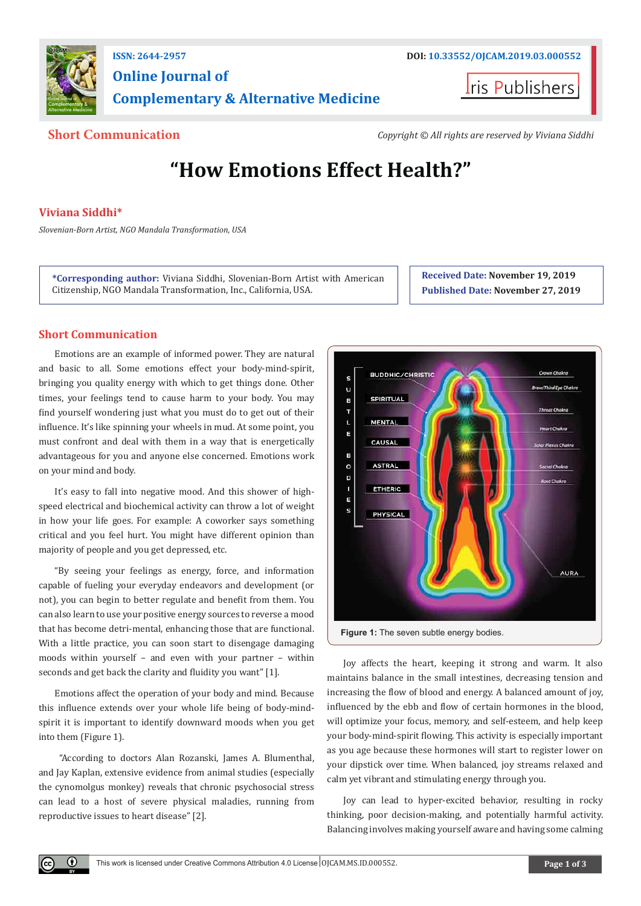ISSN: 2644-2957

DOI: 10.33552/OJCAM.2019.03.000552

**Online Journal of Complementary & Alternative Medicine**

Iris Publishers

**Short Communication**

*Copyright © All rights are reserved by Viviana Siddhi*

# "How Emotions Effect Health?"

**Viviana Siddhi***

*Slovenian-Born Artist, NGO Mandala Transformation, USA*

***Corresponding author:** Viviana Siddhi, Slovenian-Born Artist with American Citizenship, NGO Mandala Transformation, Inc., California, USA.

**Received Date:** November 19, 2019

**Published Date:** November 27, 2019

## Short Communication

Emotions are an example of informed power. They are natural and basic to all. Some emotions effect your body-mind-spirit, bringing you quality energy with which to get things done. Other times, your feelings tend to cause harm to your body. You may find yourself wondering just what you must do to get out of their influence. It's like spinning your wheels in mud. At some point, you must confront and deal with them in a way that is energetically advantageous for you and anyone else concerned. Emotions work on your mind and body.

It's easy to fall into negative mood. And this shower of high-speed electrical and biochemical activity can throw a lot of weight in how your life goes. For example: A coworker says something critical and you feel hurt. You might have different opinion than majority of people and you get depressed, etc.

"By seeing your feelings as energy, force, and information capable of fueling your everyday endeavors and development (or not), you can begin to better regulate and benefit from them. You can also learn to use your positive energy sources to reverse a mood that has become detri-mental, enhancing those that are functional. With a little practice, you can soon start to disengage damaging moods within yourself – and even with your partner – within seconds and get back the clarity and fluidity you want" [1].

Emotions affect the operation of your body and mind. Because this influence extends over your whole life being of body-mind-spirit it is important to identify downward moods when you get into them (Figure 1).

"According to doctors Alan Rozanski, James A. Blumenthal, and Jay Kaplan, extensive evidence from animal studies (especially the cynomolgus monkey) reveals that chronic psychosocial stress can lead to a host of severe physical maladies, running from reproductive issues to heart disease" [2].

SUBTLE BODIES
BUDDHIC/CHRISTIC
SPIRITUAL
MENTAL
CAUSAL
ASTRAL
ETHERIC
PHYSICAL
Crown Chakra
Brow/Third Eye Chakra
Throat Chakra
Heart Chakra
Solar Plexus Chakra
Sacral Chakra
Root Chakra
AURA

**Figure 1:** The seven subtle energy bodies.

Joy affects the heart, keeping it strong and warm. It also maintains balance in the small intestines, decreasing tension and increasing the flow of blood and energy. A balanced amount of joy, influenced by the ebb and flow of certain hormones in the blood, will optimize your focus, memory, and self-esteem, and help keep your body-mind-spirit flowing. This activity is especially important as you age because these hormones will start to register lower on your dipstick over time. When balanced, joy streams relaxed and calm yet vibrant and stimulating energy through you.

Joy can lead to hyper-excited behavior, resulting in rocky thinking, poor decision-making, and potentially harmful activity. Balancing involves making yourself aware and having some calming

This work is licensed under Creative Commons Attribution 4.0 License OJCAM.MS.ID.000552.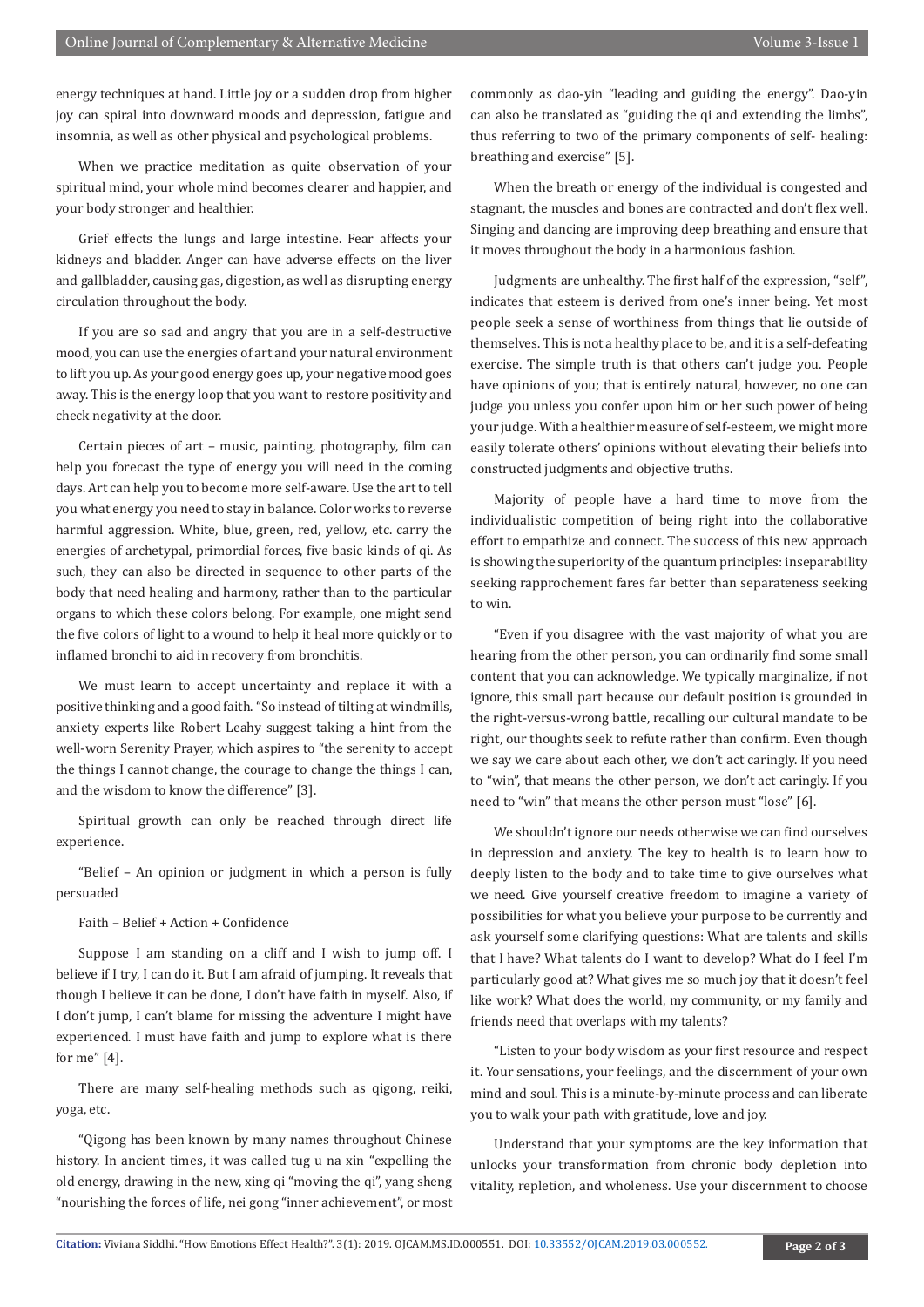energy techniques at hand. Little joy or a sudden drop from higher joy can spiral into downward moods and depression, fatigue and insomnia, as well as other physical and psychological problems.

When we practice meditation as quite observation of your spiritual mind, your whole mind becomes clearer and happier, and your body stronger and healthier.

Grief effects the lungs and large intestine. Fear affects your kidneys and bladder. Anger can have adverse effects on the liver and gallbladder, causing gas, digestion, as well as disrupting energy circulation throughout the body.

If you are so sad and angry that you are in a self-destructive mood, you can use the energies of art and your natural environment to lift you up. As your good energy goes up, your negative mood goes away. This is the energy loop that you want to restore positivity and check negativity at the door.

Certain pieces of art – music, painting, photography, film can help you forecast the type of energy you will need in the coming days. Art can help you to become more self-aware. Use the art to tell you what energy you need to stay in balance. Color works to reverse harmful aggression. White, blue, green, red, yellow, etc. carry the energies of archetypal, primordial forces, five basic kinds of qi. As such, they can also be directed in sequence to other parts of the body that need healing and harmony, rather than to the particular organs to which these colors belong. For example, one might send the five colors of light to a wound to help it heal more quickly or to inflamed bronchi to aid in recovery from bronchitis.

We must learn to accept uncertainty and replace it with a positive thinking and a good faith. "So instead of tilting at windmills, anxiety experts like Robert Leahy suggest taking a hint from the well-worn Serenity Prayer, which aspires to "the serenity to accept the things I cannot change, the courage to change the things I can, and the wisdom to know the difference" [3].

Spiritual growth can only be reached through direct life experience.

"Belief – An opinion or judgment in which a person is fully persuaded

Faith – Belief + Action + Confidence

Suppose I am standing on a cliff and I wish to jump off. I believe if I try, I can do it. But I am afraid of jumping. It reveals that though I believe it can be done, I don't have faith in myself. Also, if I don't jump, I can't blame for missing the adventure I might have experienced. I must have faith and jump to explore what is there for me" [4].

There are many self-healing methods such as qigong, reiki, yoga, etc.

"Qigong has been known by many names throughout Chinese history. In ancient times, it was called tug u na xin "expelling the old energy, drawing in the new, xing qi "moving the qi", yang sheng "nourishing the forces of life, nei gong "inner achievement", or most commonly as dao-yin "leading and guiding the energy". Dao-yin can also be translated as "guiding the qi and extending the limbs", thus referring to two of the primary components of self- healing: breathing and exercise" [5].

When the breath or energy of the individual is congested and stagnant, the muscles and bones are contracted and don't flex well. Singing and dancing are improving deep breathing and ensure that it moves throughout the body in a harmonious fashion.

Judgments are unhealthy. The first half of the expression, "self", indicates that esteem is derived from one's inner being. Yet most people seek a sense of worthiness from things that lie outside of themselves. This is not a healthy place to be, and it is a self-defeating exercise. The simple truth is that others can't judge you. People have opinions of you; that is entirely natural, however, no one can judge you unless you confer upon him or her such power of being your judge. With a healthier measure of self-esteem, we might more easily tolerate others' opinions without elevating their beliefs into constructed judgments and objective truths.

Majority of people have a hard time to move from the individualistic competition of being right into the collaborative effort to empathize and connect. The success of this new approach is showing the superiority of the quantum principles: inseparability seeking rapprochement fares far better than separateness seeking to win.

"Even if you disagree with the vast majority of what you are hearing from the other person, you can ordinarily find some small content that you can acknowledge. We typically marginalize, if not ignore, this small part because our default position is grounded in the right-versus-wrong battle, recalling our cultural mandate to be right, our thoughts seek to refute rather than confirm. Even though we say we care about each other, we don't act caringly. If you need to "win", that means the other person, we don't act caringly. If you need to "win" that means the other person must "lose" [6].

We shouldn't ignore our needs otherwise we can find ourselves in depression and anxiety. The key to health is to learn how to deeply listen to the body and to take time to give ourselves what we need. Give yourself creative freedom to imagine a variety of possibilities for what you believe your purpose to be currently and ask yourself some clarifying questions: What are talents and skills that I have? What talents do I want to develop? What do I feel I'm particularly good at? What gives me so much joy that it doesn't feel like work? What does the world, my community, or my family and friends need that overlaps with my talents?

"Listen to your body wisdom as your first resource and respect it. Your sensations, your feelings, and the discernment of your own mind and soul. This is a minute-by-minute process and can liberate you to walk your path with gratitude, love and joy.

Understand that your symptoms are the key information that unlocks your transformation from chronic body depletion into vitality, repletion, and wholeness. Use your discernment to choose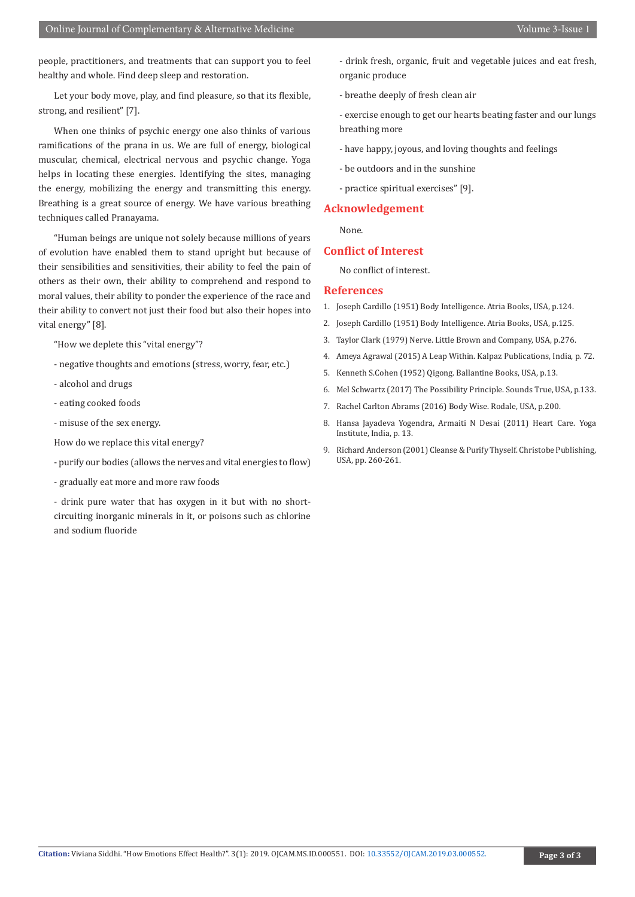people, practitioners, and treatments that can support you to feel healthy and whole. Find deep sleep and restoration.

Let your body move, play, and find pleasure, so that its flexible, strong, and resilient" [7].

When one thinks of psychic energy one also thinks of various ramifications of the prana in us. We are full of energy, biological muscular, chemical, electrical nervous and psychic change. Yoga helps in locating these energies. Identifying the sites, managing the energy, mobilizing the energy and transmitting this energy. Breathing is a great source of energy. We have various breathing techniques called Pranayama.

"Human beings are unique not solely because millions of years of evolution have enabled them to stand upright but because of their sensibilities and sensitivities, their ability to feel the pain of others as their own, their ability to comprehend and respond to moral values, their ability to ponder the experience of the race and their ability to convert not just their food but also their hopes into vital energy" [8].

"How we deplete this "vital energy"?

- negative thoughts and emotions (stress, worry, fear, etc.)
- alcohol and drugs
- eating cooked foods
- misuse of the sex energy.

How do we replace this vital energy?

- purify our bodies (allows the nerves and vital energies to flow)
- gradually eat more and more raw foods
- drink pure water that has oxygen in it but with no short-circuiting inorganic minerals in it, or poisons such as chlorine and sodium fluoride
- drink fresh, organic, fruit and vegetable juices and eat fresh, organic produce
- breathe deeply of fresh clean air
- exercise enough to get our hearts beating faster and our lungs breathing more
- have happy, joyous, and loving thoughts and feelings
- be outdoors and in the sunshine
- practice spiritual exercises" [9].

## Acknowledgement

None.

## Conflict of Interest

No conflict of interest.

## References

1. Joseph Cardillo (1951) Body Intelligence. Atria Books, USA, p.124.
2. Joseph Cardillo (1951) Body Intelligence. Atria Books, USA, p.125.
3. Taylor Clark (1979) Nerve. Little Brown and Company, USA, p.276.
4. Ameya Agrawal (2015) A Leap Within. Kalpaz Publications, India, p. 72.
5. Kenneth S.Cohen (1952) Qigong. Ballantine Books, USA, p.13.
6. Mel Schwartz (2017) The Possibility Principle. Sounds True, USA, p.133.
7. Rachel Carlton Abrams (2016) Body Wise. Rodale, USA, p.200.
8. Hansa Jayadeva Yogendra, Armaiti N Desai (2011) Heart Care. Yoga Institute, India, p. 13.
9. Richard Anderson (2001) Cleanse & Purify Thyself. Christobe Publishing, USA, pp. 260-261.